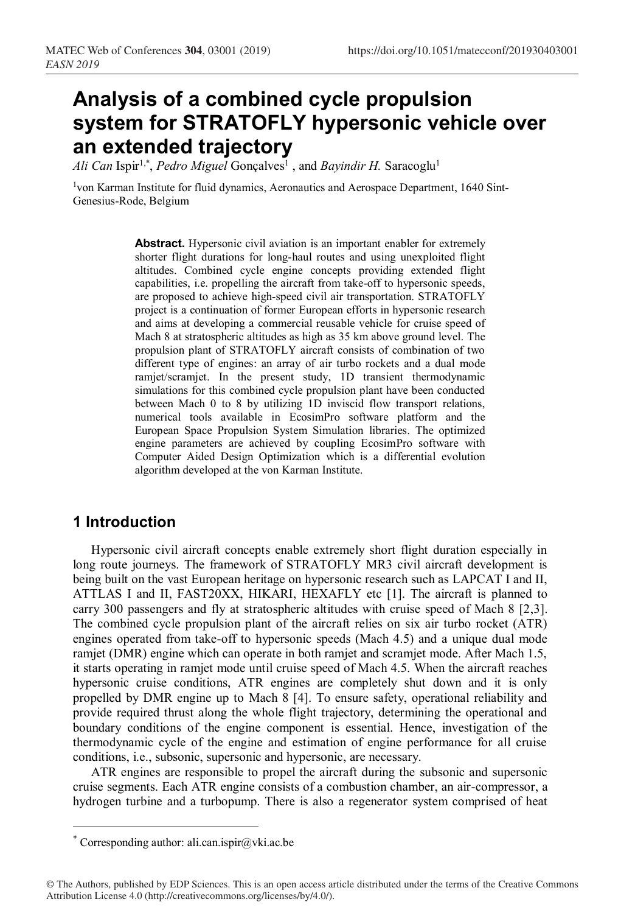# Analysis of a combined cycle propulsion system for STRATOFLY hypersonic vehicle over an extended trajectory

*Ali Can* Ispir[1,*], *Pedro Miguel* Gonçalves[1], and *Bayindir H.* Saracoglu[1]

[1]von Karman Institute for fluid dynamics, Aeronautics and Aerospace Department, 1640 Sint-Genesius-Rode, Belgium

**Abstract.** Hypersonic civil aviation is an important enabler for extremely shorter flight durations for long-haul routes and using unexploited flight altitudes. Combined cycle engine concepts providing extended flight capabilities, i.e. propelling the aircraft from take-off to hypersonic speeds, are proposed to achieve high-speed civil air transportation. STRATOFLY project is a continuation of former European efforts in hypersonic research and aims at developing a commercial reusable vehicle for cruise speed of Mach 8 at stratospheric altitudes as high as 35 km above ground level. The propulsion plant of STRATOFLY aircraft consists of combination of two different type of engines: an array of air turbo rockets and a dual mode ramjet/scramjet. In the present study, 1D transient thermodynamic simulations for this combined cycle propulsion plant have been conducted between Mach 0 to 8 by utilizing 1D inviscid flow transport relations, numerical tools available in EcosimPro software platform and the European Space Propulsion System Simulation libraries. The optimized engine parameters are achieved by coupling EcosimPro software with Computer Aided Design Optimization which is a differential evolution algorithm developed at the von Karman Institute.

## 1 Introduction

Hypersonic civil aircraft concepts enable extremely short flight duration especially in long route journeys. The framework of STRATOFLY MR3 civil aircraft development is being built on the vast European heritage on hypersonic research such as LAPCAT I and II, ATTLAS I and II, FAST20XX, HIKARI, HEXAFLY etc [1]. The aircraft is planned to carry 300 passengers and fly at stratospheric altitudes with cruise speed of Mach 8 [2,3]. The combined cycle propulsion plant of the aircraft relies on six air turbo rocket (ATR) engines operated from take-off to hypersonic speeds (Mach 4.5) and a unique dual mode ramjet (DMR) engine which can operate in both ramjet and scramjet mode. After Mach 1.5, it starts operating in ramjet mode until cruise speed of Mach 4.5. When the aircraft reaches hypersonic cruise conditions, ATR engines are completely shut down and it is only propelled by DMR engine up to Mach 8 [4]. To ensure safety, operational reliability and provide required thrust along the whole flight trajectory, determining the operational and boundary conditions of the engine component is essential. Hence, investigation of the thermodynamic cycle of the engine and estimation of engine performance for all cruise conditions, i.e., subsonic, supersonic and hypersonic, are necessary.

ATR engines are responsible to propel the aircraft during the subsonic and supersonic cruise segments. Each ATR engine consists of a combustion chamber, an air-compressor, a hydrogen turbine and a turbopump. There is also a regenerator system comprised of heat

* Corresponding author: ali.can.ispir@vki.ac.be

© The Authors, published by EDP Sciences. This is an open access article distributed under the terms of the Creative Commons Attribution License 4.0 (http://creativecommons.org/licenses/by/4.0/).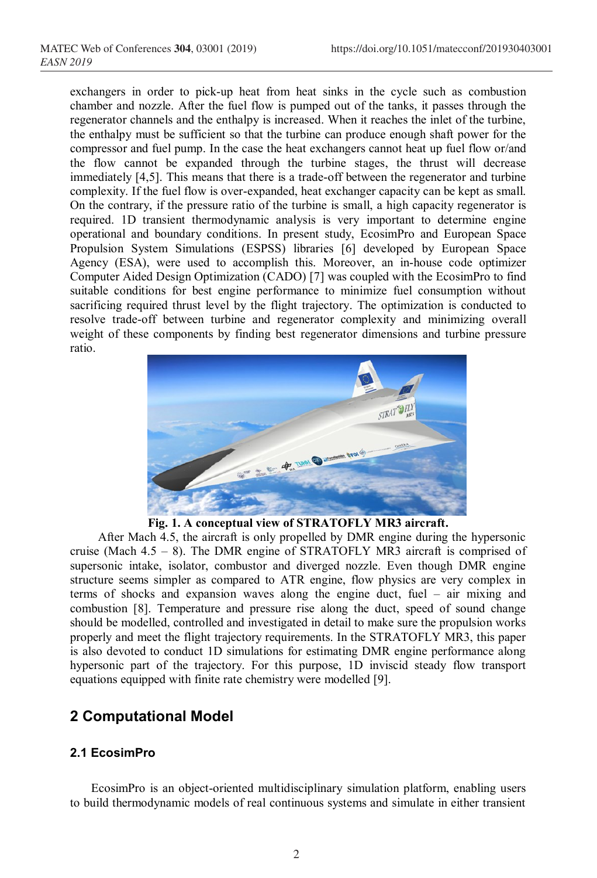exchangers in order to pick-up heat from heat sinks in the cycle such as combustion chamber and nozzle. After the fuel flow is pumped out of the tanks, it passes through the regenerator channels and the enthalpy is increased. When it reaches the inlet of the turbine, the enthalpy must be sufficient so that the turbine can produce enough shaft power for the compressor and fuel pump. In the case the heat exchangers cannot heat up fuel flow or/and the flow cannot be expanded through the turbine stages, the thrust will decrease immediately [4,5]. This means that there is a trade-off between the regenerator and turbine complexity. If the fuel flow is over-expanded, heat exchanger capacity can be kept as small. On the contrary, if the pressure ratio of the turbine is small, a high capacity regenerator is required. 1D transient thermodynamic analysis is very important to determine engine operational and boundary conditions. In present study, EcosimPro and European Space Propulsion System Simulations (ESPSS) libraries [6] developed by European Space Agency (ESA), were used to accomplish this. Moreover, an in-house code optimizer Computer Aided Design Optimization (CADO) [7] was coupled with the EcosimPro to find suitable conditions for best engine performance to minimize fuel consumption without sacrificing required thrust level by the flight trajectory. The optimization is conducted to resolve trade-off between turbine and regenerator complexity and minimizing overall weight of these components by finding best regenerator dimensions and turbine pressure ratio.

**Fig. 1. A conceptual view of STRATOFLY MR3 aircraft.**

After Mach 4.5, the aircraft is only propelled by DMR engine during the hypersonic cruise (Mach 4.5 – 8). The DMR engine of STRATOFLY MR3 aircraft is comprised of supersonic intake, isolator, combustor and diverged nozzle. Even though DMR engine structure seems simpler as compared to ATR engine, flow physics are very complex in terms of shocks and expansion waves along the engine duct, fuel – air mixing and combustion [8]. Temperature and pressure rise along the duct, speed of sound change should be modelled, controlled and investigated in detail to make sure the propulsion works properly and meet the flight trajectory requirements. In the STRATOFLY MR3, this paper is also devoted to conduct 1D simulations for estimating DMR engine performance along hypersonic part of the trajectory. For this purpose, 1D inviscid steady flow transport equations equipped with finite rate chemistry were modelled [9].

## 2 Computational Model

### 2.1 EcosimPro

EcosimPro is an object-oriented multidisciplinary simulation platform, enabling users to build thermodynamic models of real continuous systems and simulate in either transient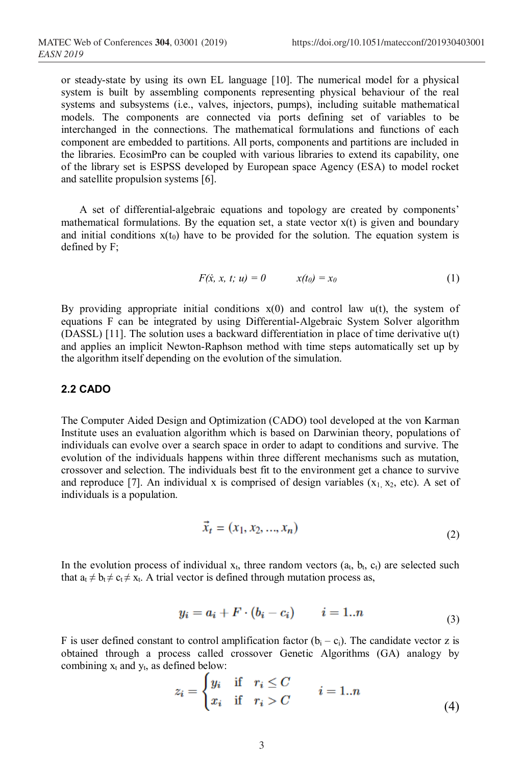or steady-state by using its own EL language [10]. The numerical model for a physical system is built by assembling components representing physical behaviour of the real systems and subsystems (i.e., valves, injectors, pumps), including suitable mathematical models. The components are connected via ports defining set of variables to be interchanged in the connections. The mathematical formulations and functions of each component are embedded to partitions. All ports, components and partitions are included in the libraries. EcosimPro can be coupled with various libraries to extend its capability, one of the library set is ESPSS developed by European space Agency (ESA) to model rocket and satellite propulsion systems [6].

A set of differential-algebraic equations and topology are created by components' mathematical formulations. By the equation set, a state vector x(t) is given and boundary and initial conditions $x(t_0)$ have to be provided for the solution. The equation system is defined by F;

$$F(\dot{x}, x, t; u) = 0 \qquad x(t_0) = x_0 \tag{1}$$

By providing appropriate initial conditions x(0) and control law u(t), the system of equations F can be integrated by using Differential-Algebraic System Solver algorithm (DASSL) [11]. The solution uses a backward differentiation in place of time derivative u(t) and applies an implicit Newton-Raphson method with time steps automatically set up by the algorithm itself depending on the evolution of the simulation.

### 2.2 CADO

The Computer Aided Design and Optimization (CADO) tool developed at the von Karman Institute uses an evaluation algorithm which is based on Darwinian theory, populations of individuals can evolve over a search space in order to adapt to conditions and survive. The evolution of the individuals happens within three different mechanisms such as mutation, crossover and selection. The individuals best fit to the environment get a chance to survive and reproduce [7]. An individual x is comprised of design variables ($x_1$, $x_2$, etc). A set of individuals is a population.

$$\vec{x}_t = (x_1, x_2, \ldots, x_n) \tag{2}$$

In the evolution process of individual $x_t$, three random vectors ($a_t$, $b_t$, $c_t$) are selected such that $a_t \neq b_t \neq c_t \neq x_t$. A trial vector is defined through mutation process as,

$$y_i = a_i + F \cdot (b_i - c_i) \qquad i = 1..n \tag{3}$$

F is user defined constant to control amplification factor ($b_i - c_i$). The candidate vector z is obtained through a process called crossover Genetic Algorithms (GA) analogy by combining $x_t$ and $y_t$, as defined below:

$$z_i = \begin{cases} y_i & \text{if} \quad r_i \leq C \\ x_i & \text{if} \quad r_i > C \end{cases} \qquad i = 1..n \tag{4}$$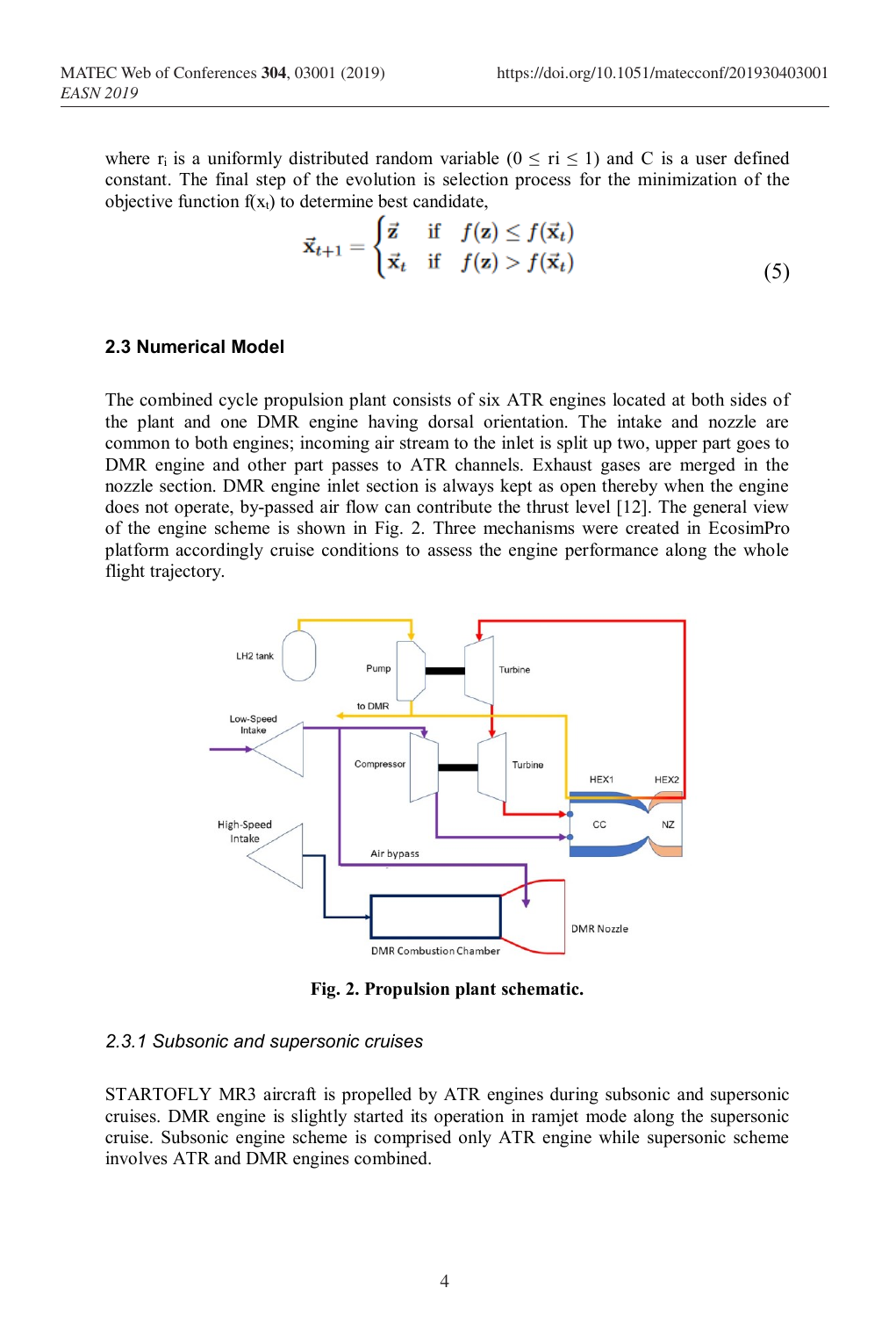where $r_i$ is a uniformly distributed random variable ($0 \leq ri \leq 1$) and C is a user defined constant. The final step of the evolution is selection process for the minimization of the objective function $f(x_t)$ to determine best candidate,

$$\vec{\mathbf{x}}_{t+1} = \begin{cases} \vec{\mathbf{z}} & \text{if} \quad f(\mathbf{z}) \leq f(\vec{\mathbf{x}}_t) \\ \vec{\mathbf{x}}_t & \text{if} \quad f(\mathbf{z}) > f(\vec{\mathbf{x}}_t) \end{cases} \tag{5}$$

### 2.3 Numerical Model

The combined cycle propulsion plant consists of six ATR engines located at both sides of the plant and one DMR engine having dorsal orientation. The intake and nozzle are common to both engines; incoming air stream to the inlet is split up two, upper part goes to DMR engine and other part passes to ATR channels. Exhaust gases are merged in the nozzle section. DMR engine inlet section is always kept as open thereby when the engine does not operate, by-passed air flow can contribute the thrust level [12]. The general view of the engine scheme is shown in Fig. 2. Three mechanisms were created in EcosimPro platform accordingly cruise conditions to assess the engine performance along the whole flight trajectory.

**Fig. 2. Propulsion plant schematic.**

#### *2.3.1 Subsonic and supersonic cruises*

STARTOFLY MR3 aircraft is propelled by ATR engines during subsonic and supersonic cruises. DMR engine is slightly started its operation in ramjet mode along the supersonic cruise. Subsonic engine scheme is comprised only ATR engine while supersonic scheme involves ATR and DMR engines combined.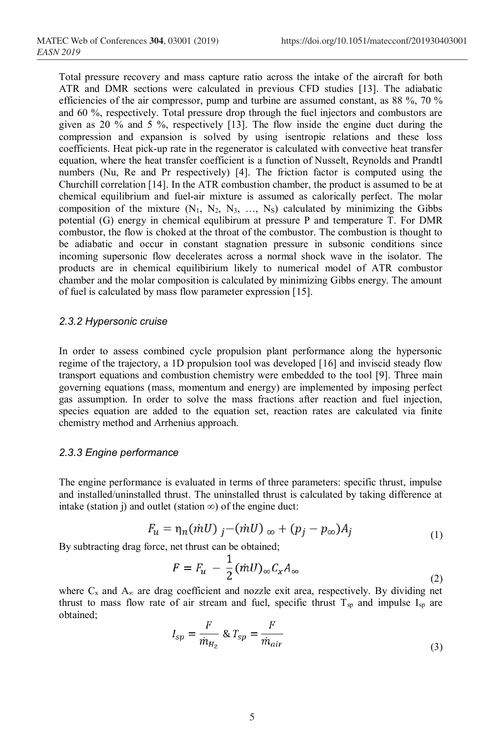Total pressure recovery and mass capture ratio across the intake of the aircraft for both ATR and DMR sections were calculated in previous CFD studies [13]. The adiabatic efficiencies of the air compressor, pump and turbine are assumed constant, as 88 %, 70 % and 60 %, respectively. Total pressure drop through the fuel injectors and combustors are given as 20 % and 5 %, respectively [13]. The flow inside the engine duct during the compression and expansion is solved by using isentropic relations and these loss coefficients. Heat pick-up rate in the regenerator is calculated with convective heat transfer equation, where the heat transfer coefficient is a function of Nusselt, Reynolds and Prandtl numbers (Nu, Re and Pr respectively) [4]. The friction factor is computed using the Churchill correlation [14]. In the ATR combustion chamber, the product is assumed to be at chemical equilibrium and fuel-air mixture is assumed as calorically perfect. The molar composition of the mixture ($N_1$, $N_2$, $N_3$, …, $N_S$) calculated by minimizing the Gibbs potential (G) energy in chemical equlibirum at pressure P and temperature T. For DMR combustor, the flow is choked at the throat of the combustor. The combustion is thought to be adiabatic and occur in constant stagnation pressure in subsonic conditions since incoming supersonic flow decelerates across a normal shock wave in the isolator. The products are in chemical equilibirium likely to numerical model of ATR combustor chamber and the molar composition is calculated by minimizing Gibbs energy. The amount of fuel is calculated by mass flow parameter expression [15].

### *2.3.2 Hypersonic cruise*

In order to assess combined cycle propulsion plant performance along the hypersonic regime of the trajectory, a 1D propulsion tool was developed [16] and inviscid steady flow transport equations and combustion chemistry were embedded to the tool [9]. Three main governing equations (mass, momentum and energy) are implemented by imposing perfect gas assumption. In order to solve the mass fractions after reaction and fuel injection, species equation are added to the equation set, reaction rates are calculated via finite chemistry method and Arrhenius approach.

### *2.3.3 Engine performance*

The engine performance is evaluated in terms of three parameters: specific thrust, impulse and installed/uninstalled thrust. The uninstalled thrust is calculated by taking difference at intake (station j) and outlet (station ∞) of the engine duct:

$$F_u = \eta_n(\dot{m}U)_j - (\dot{m}U)_\infty + (p_j - p_\infty)A_j \tag{1}$$

By subtracting drag force, net thrust can be obtained;

$$F = F_u - \frac{1}{2}(\dot{m}U)_\infty C_x A_\infty \tag{2}$$

where $C_x$ and $A_\infty$ are drag coefficient and nozzle exit area, respectively. By dividing net thrust to mass flow rate of air stream and fuel, specific thrust $T_{sp}$ and impulse $I_{sp}$ are obtained;

$$I_{sp} = \frac{F}{\dot{m}_{H_2}} \;\&\; T_{sp} = \frac{F}{\dot{m}_{air}} \tag{3}$$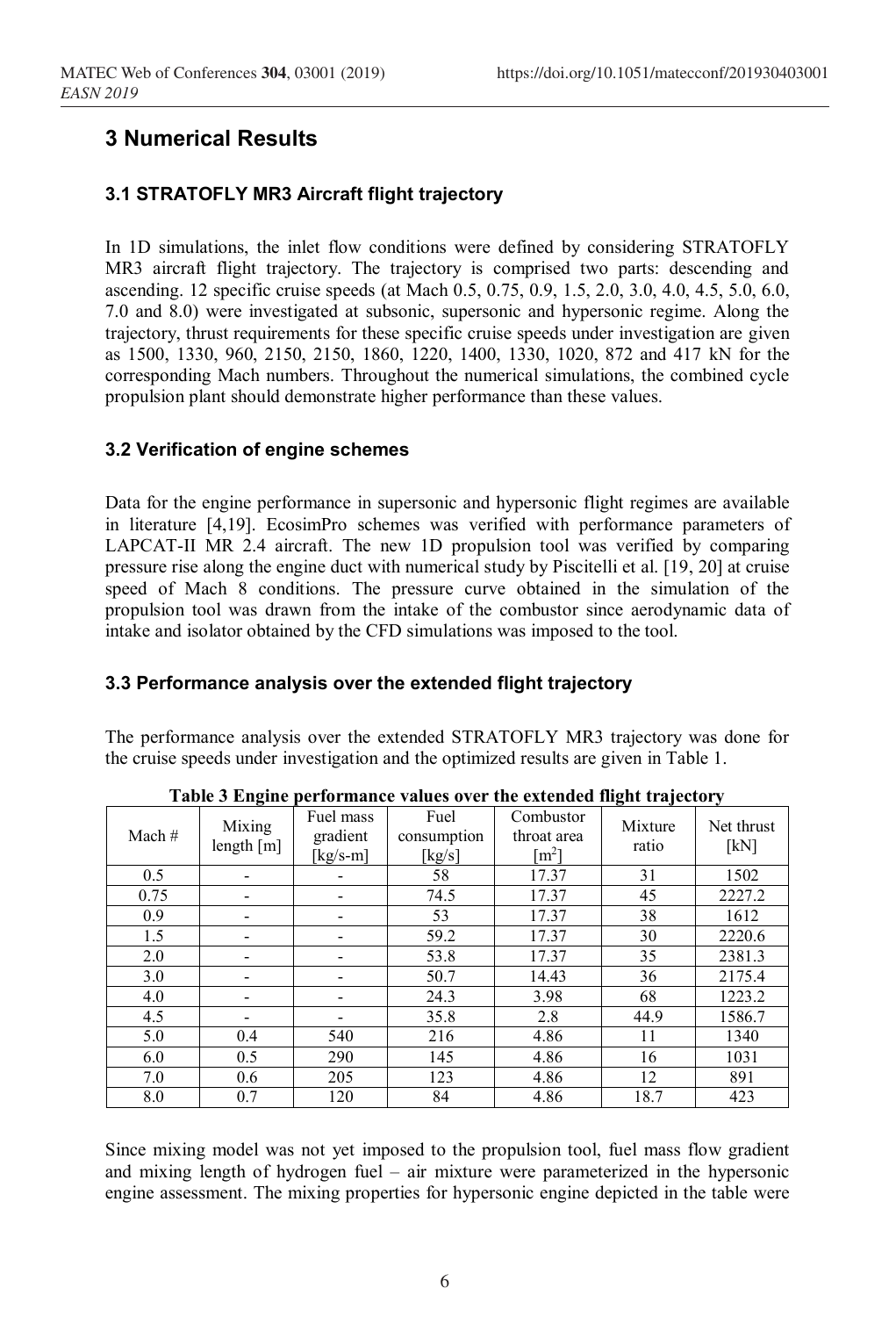# 3 Numerical Results

## 3.1 STRATOFLY MR3 Aircraft flight trajectory

In 1D simulations, the inlet flow conditions were defined by considering STRATOFLY MR3 aircraft flight trajectory. The trajectory is comprised two parts: descending and ascending. 12 specific cruise speeds (at Mach 0.5, 0.75, 0.9, 1.5, 2.0, 3.0, 4.0, 4.5, 5.0, 6.0, 7.0 and 8.0) were investigated at subsonic, supersonic and hypersonic regime. Along the trajectory, thrust requirements for these specific cruise speeds under investigation are given as 1500, 1330, 960, 2150, 2150, 1860, 1220, 1400, 1330, 1020, 872 and 417 kN for the corresponding Mach numbers. Throughout the numerical simulations, the combined cycle propulsion plant should demonstrate higher performance than these values.

## 3.2 Verification of engine schemes

Data for the engine performance in supersonic and hypersonic flight regimes are available in literature [4,19]. EcosimPro schemes was verified with performance parameters of LAPCAT-II MR 2.4 aircraft. The new 1D propulsion tool was verified by comparing pressure rise along the engine duct with numerical study by Piscitelli et al. [19, 20] at cruise speed of Mach 8 conditions. The pressure curve obtained in the simulation of the propulsion tool was drawn from the intake of the combustor since aerodynamic data of intake and isolator obtained by the CFD simulations was imposed to the tool.

## 3.3 Performance analysis over the extended flight trajectory

The performance analysis over the extended STRATOFLY MR3 trajectory was done for the cruise speeds under investigation and the optimized results are given in Table 1.

**Table 3 Engine performance values over the extended flight trajectory**

| Mach # | Mixing length [m] | Fuel mass gradient [kg/s-m] | Fuel consumption [kg/s] | Combustor throat area [$m^2$] | Mixture ratio | Net thrust [kN] |
|---|---|---|---|---|---|---|
| 0.5 | - | - | 58 | 17.37 | 31 | 1502 |
| 0.75 | - | - | 74.5 | 17.37 | 45 | 2227.2 |
| 0.9 | - | - | 53 | 17.37 | 38 | 1612 |
| 1.5 | - | - | 59.2 | 17.37 | 30 | 2220.6 |
| 2.0 | - | - | 53.8 | 17.37 | 35 | 2381.3 |
| 3.0 | - | - | 50.7 | 14.43 | 36 | 2175.4 |
| 4.0 | - | - | 24.3 | 3.98 | 68 | 1223.2 |
| 4.5 | - | - | 35.8 | 2.8 | 44.9 | 1586.7 |
| 5.0 | 0.4 | 540 | 216 | 4.86 | 11 | 1340 |
| 6.0 | 0.5 | 290 | 145 | 4.86 | 16 | 1031 |
| 7.0 | 0.6 | 205 | 123 | 4.86 | 12 | 891 |
| 8.0 | 0.7 | 120 | 84 | 4.86 | 18.7 | 423 |

Since mixing model was not yet imposed to the propulsion tool, fuel mass flow gradient and mixing length of hydrogen fuel – air mixture were parameterized in the hypersonic engine assessment. The mixing properties for hypersonic engine depicted in the table were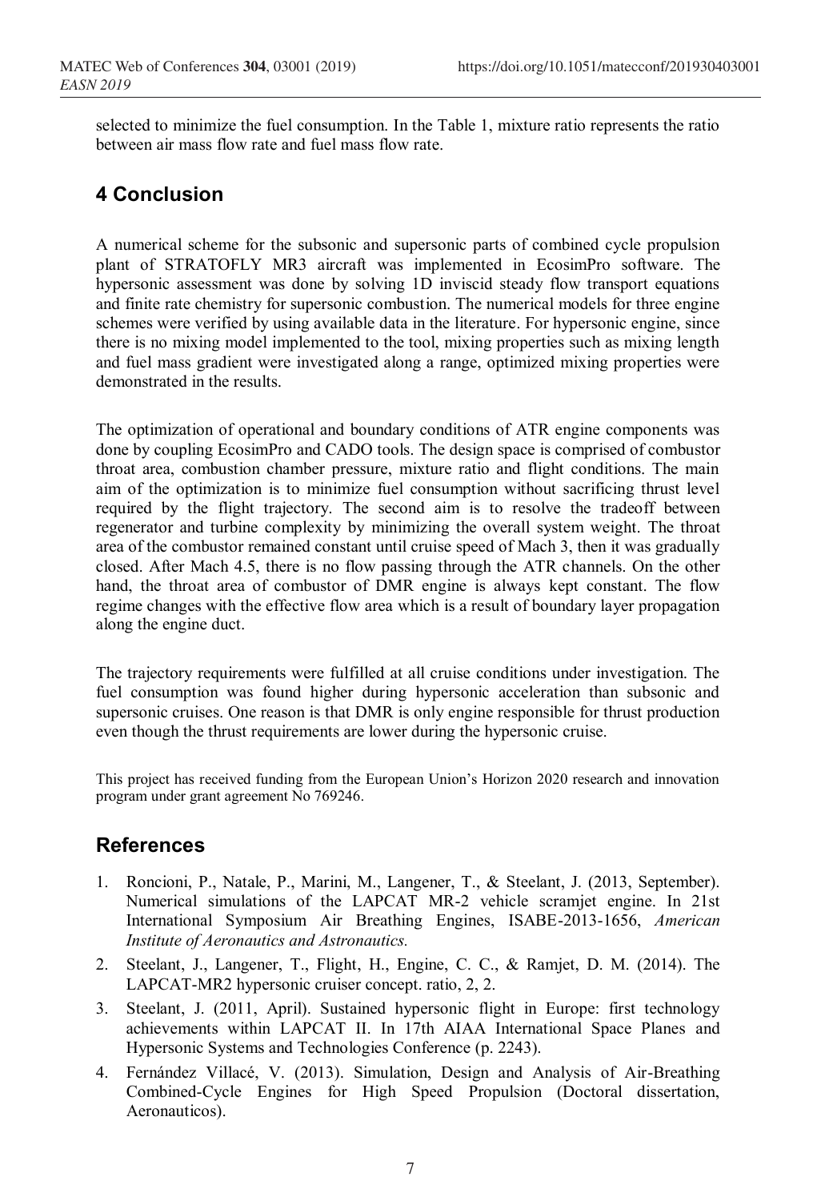selected to minimize the fuel consumption. In the Table 1, mixture ratio represents the ratio between air mass flow rate and fuel mass flow rate.

## 4 Conclusion

A numerical scheme for the subsonic and supersonic parts of combined cycle propulsion plant of STRATOFLY MR3 aircraft was implemented in EcosimPro software. The hypersonic assessment was done by solving 1D inviscid steady flow transport equations and finite rate chemistry for supersonic combustion. The numerical models for three engine schemes were verified by using available data in the literature. For hypersonic engine, since there is no mixing model implemented to the tool, mixing properties such as mixing length and fuel mass gradient were investigated along a range, optimized mixing properties were demonstrated in the results.

The optimization of operational and boundary conditions of ATR engine components was done by coupling EcosimPro and CADO tools. The design space is comprised of combustor throat area, combustion chamber pressure, mixture ratio and flight conditions. The main aim of the optimization is to minimize fuel consumption without sacrificing thrust level required by the flight trajectory. The second aim is to resolve the tradeoff between regenerator and turbine complexity by minimizing the overall system weight. The throat area of the combustor remained constant until cruise speed of Mach 3, then it was gradually closed. After Mach 4.5, there is no flow passing through the ATR channels. On the other hand, the throat area of combustor of DMR engine is always kept constant. The flow regime changes with the effective flow area which is a result of boundary layer propagation along the engine duct.

The trajectory requirements were fulfilled at all cruise conditions under investigation. The fuel consumption was found higher during hypersonic acceleration than subsonic and supersonic cruises. One reason is that DMR is only engine responsible for thrust production even though the thrust requirements are lower during the hypersonic cruise.

This project has received funding from the European Union's Horizon 2020 research and innovation program under grant agreement No 769246.

## References

1. Roncioni, P., Natale, P., Marini, M., Langener, T., & Steelant, J. (2013, September). Numerical simulations of the LAPCAT MR-2 vehicle scramjet engine. In 21st International Symposium Air Breathing Engines, ISABE-2013-1656, *American Institute of Aeronautics and Astronautics.*
2. Steelant, J., Langener, T., Flight, H., Engine, C. C., & Ramjet, D. M. (2014). The LAPCAT-MR2 hypersonic cruiser concept. ratio, 2, 2.
3. Steelant, J. (2011, April). Sustained hypersonic flight in Europe: first technology achievements within LAPCAT II. In 17th AIAA International Space Planes and Hypersonic Systems and Technologies Conference (p. 2243).
4. Fernández Villacé, V. (2013). Simulation, Design and Analysis of Air-Breathing Combined-Cycle Engines for High Speed Propulsion (Doctoral dissertation, Aeronauticos).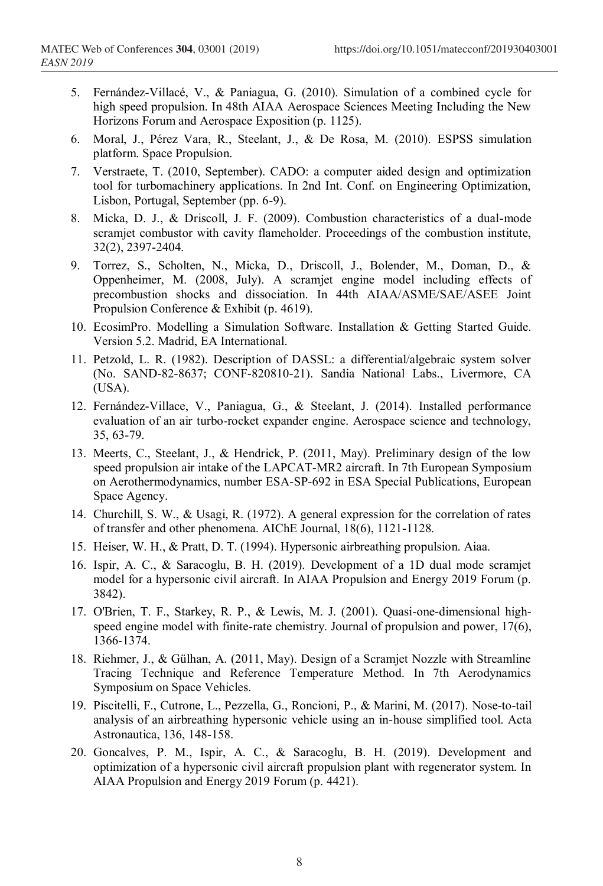5. Fernández-Villacé, V., & Paniagua, G. (2010). Simulation of a combined cycle for high speed propulsion. In 48th AIAA Aerospace Sciences Meeting Including the New Horizons Forum and Aerospace Exposition (p. 1125).
6. Moral, J., Pérez Vara, R., Steelant, J., & De Rosa, M. (2010). ESPSS simulation platform. Space Propulsion.
7. Verstraete, T. (2010, September). CADO: a computer aided design and optimization tool for turbomachinery applications. In 2nd Int. Conf. on Engineering Optimization, Lisbon, Portugal, September (pp. 6-9).
8. Micka, D. J., & Driscoll, J. F. (2009). Combustion characteristics of a dual-mode scramjet combustor with cavity flameholder. Proceedings of the combustion institute, 32(2), 2397-2404.
9. Torrez, S., Scholten, N., Micka, D., Driscoll, J., Bolender, M., Doman, D., & Oppenheimer, M. (2008, July). A scramjet engine model including effects of precombustion shocks and dissociation. In 44th AIAA/ASME/SAE/ASEE Joint Propulsion Conference & Exhibit (p. 4619).
10. EcosimPro. Modelling a Simulation Software. Installation & Getting Started Guide. Version 5.2. Madrid, EA International.
11. Petzold, L. R. (1982). Description of DASSL: a differential/algebraic system solver (No. SAND-82-8637; CONF-820810-21). Sandia National Labs., Livermore, CA (USA).
12. Fernández-Villace, V., Paniagua, G., & Steelant, J. (2014). Installed performance evaluation of an air turbo-rocket expander engine. Aerospace science and technology, 35, 63-79.
13. Meerts, C., Steelant, J., & Hendrick, P. (2011, May). Preliminary design of the low speed propulsion air intake of the LAPCAT-MR2 aircraft. In 7th European Symposium on Aerothermodynamics, number ESA-SP-692 in ESA Special Publications, European Space Agency.
14. Churchill, S. W., & Usagi, R. (1972). A general expression for the correlation of rates of transfer and other phenomena. AIChE Journal, 18(6), 1121-1128.
15. Heiser, W. H., & Pratt, D. T. (1994). Hypersonic airbreathing propulsion. Aiaa.
16. Ispir, A. C., & Saracoglu, B. H. (2019). Development of a 1D dual mode scramjet model for a hypersonic civil aircraft. In AIAA Propulsion and Energy 2019 Forum (p. 3842).
17. O'Brien, T. F., Starkey, R. P., & Lewis, M. J. (2001). Quasi-one-dimensional high-speed engine model with finite-rate chemistry. Journal of propulsion and power, 17(6), 1366-1374.
18. Riehmer, J., & Gülhan, A. (2011, May). Design of a Scramjet Nozzle with Streamline Tracing Technique and Reference Temperature Method. In 7th Aerodynamics Symposium on Space Vehicles.
19. Piscitelli, F., Cutrone, L., Pezzella, G., Roncioni, P., & Marini, M. (2017). Nose-to-tail analysis of an airbreathing hypersonic vehicle using an in-house simplified tool. Acta Astronautica, 136, 148-158.
20. Goncalves, P. M., Ispir, A. C., & Saracoglu, B. H. (2019). Development and optimization of a hypersonic civil aircraft propulsion plant with regenerator system. In AIAA Propulsion and Energy 2019 Forum (p. 4421).